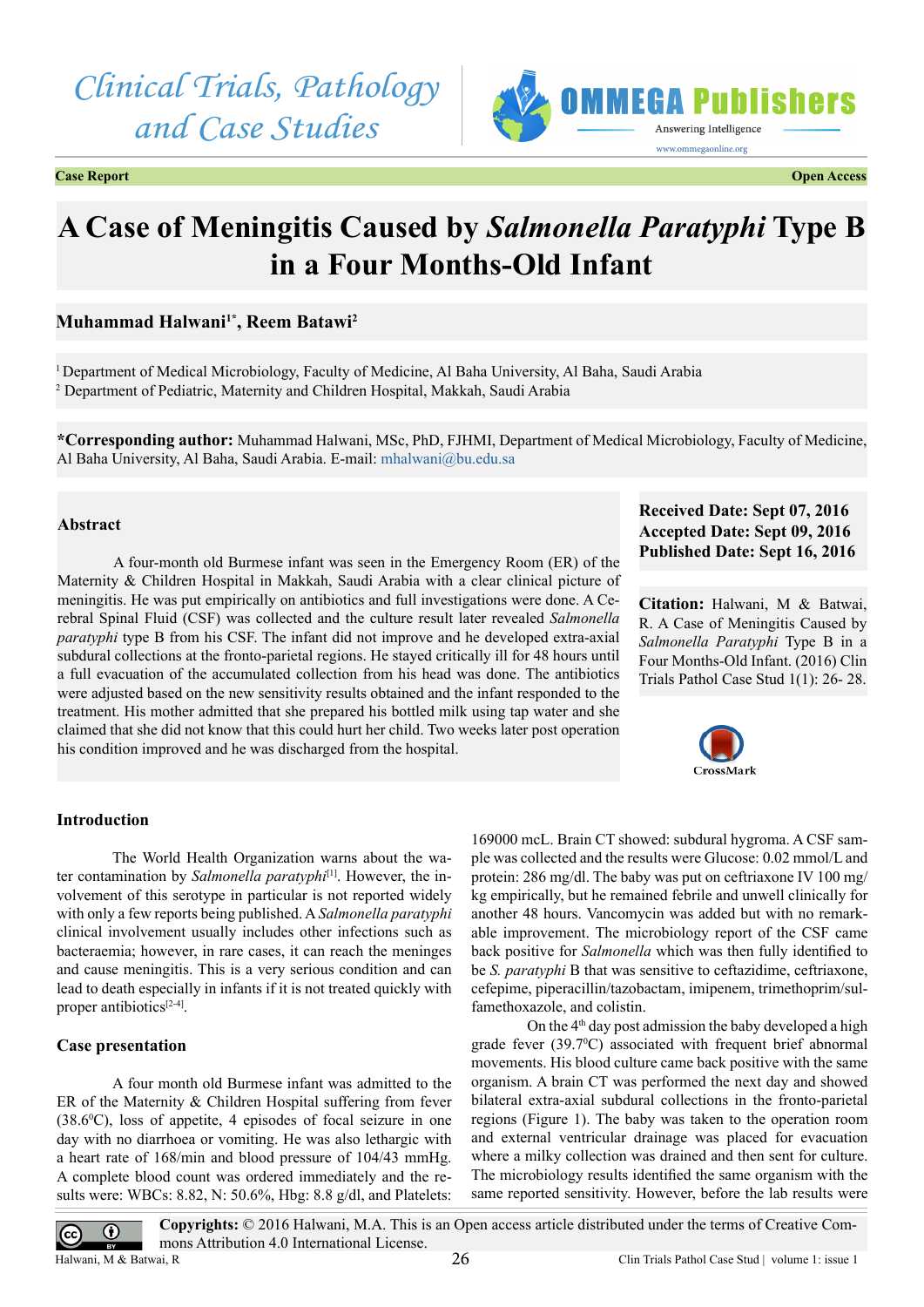Case Report | Open Access

# A Case of Meningitis Caused by *Salmonella Paratyphi* Type B in a Four Months-Old Infant

**Muhammad Halwani[1*], Reem Batawi[2]**

[1] Department of Medical Microbiology, Faculty of Medicine, Al Baha University, Al Baha, Saudi Arabia
[2] Department of Pediatric, Maternity and Children Hospital, Makkah, Saudi Arabia

**\*Corresponding author:** Muhammad Halwani, MSc, PhD, FJHMI, Department of Medical Microbiology, Faculty of Medicine, Al Baha University, Al Baha, Saudi Arabia. E-mail: mhalwani@bu.edu.sa

**Received Date: Sept 07, 2016**
**Accepted Date: Sept 09, 2016**
**Published Date: Sept 16, 2016**

**Citation:** Halwani, M & Batwai, R. A Case of Meningitis Caused by *Salmonella Paratyphi* Type B in a Four Months-Old Infant. (2016) Clin Trials Pathol Case Stud 1(1): 26- 28.

## Abstract

A four-month old Burmese infant was seen in the Emergency Room (ER) of the Maternity & Children Hospital in Makkah, Saudi Arabia with a clear clinical picture of meningitis. He was put empirically on antibiotics and full investigations were done. A Cerebral Spinal Fluid (CSF) was collected and the culture result later revealed *Salmonella paratyphi* type B from his CSF. The infant did not improve and he developed extra-axial subdural collections at the fronto-parietal regions. He stayed critically ill for 48 hours until a full evacuation of the accumulated collection from his head was done. The antibiotics were adjusted based on the new sensitivity results obtained and the infant responded to the treatment. His mother admitted that she prepared his bottled milk using tap water and she claimed that she did not know that this could hurt her child. Two weeks later post operation his condition improved and he was discharged from the hospital.

## Introduction

The World Health Organization warns about the water contamination by *Salmonella paratyphi*[1]. However, the involvement of this serotype in particular is not reported widely with only a few reports being published. A *Salmonella paratyphi* clinical involvement usually includes other infections such as bacteraemia; however, in rare cases, it can reach the meninges and cause meningitis. This is a very serious condition and can lead to death especially in infants if it is not treated quickly with proper antibiotics[2-4].

## Case presentation

A four month old Burmese infant was admitted to the ER of the Maternity & Children Hospital suffering from fever (38.6$^0$C), loss of appetite, 4 episodes of focal seizure in one day with no diarrhoea or vomiting. He was also lethargic with a heart rate of 168/min and blood pressure of 104/43 mmHg. A complete blood count was ordered immediately and the results were: WBCs: 8.82, N: 50.6%, Hbg: 8.8 g/dl, and Platelets: 169000 mcL. Brain CT showed: subdural hygroma. A CSF sample was collected and the results were Glucose: 0.02 mmol/L and protein: 286 mg/dl. The baby was put on ceftriaxone IV 100 mg/kg empirically, but he remained febrile and unwell clinically for another 48 hours. Vancomycin was added but with no remarkable improvement. The microbiology report of the CSF came back positive for *Salmonella* which was then fully identified to be *S. paratyphi* B that was sensitive to ceftazidime, ceftriaxone, cefepime, piperacillin/tazobactam, imipenem, trimethoprim/sulfamethoxazole, and colistin.

On the 4$^{th}$ day post admission the baby developed a high grade fever (39.7$^0$C) associated with frequent brief abnormal movements. His blood culture came back positive with the same organism. A brain CT was performed the next day and showed bilateral extra-axial subdural collections in the fronto-parietal regions (Figure 1). The baby was taken to the operation room and external ventricular drainage was placed for evacuation where a milky collection was drained and then sent for culture. The microbiology results identified the same organism with the same reported sensitivity. However, before the lab results were

**Copyrights:** © 2016 Halwani, M.A. This is an Open access article distributed under the terms of Creative Commons Attribution 4.0 International License.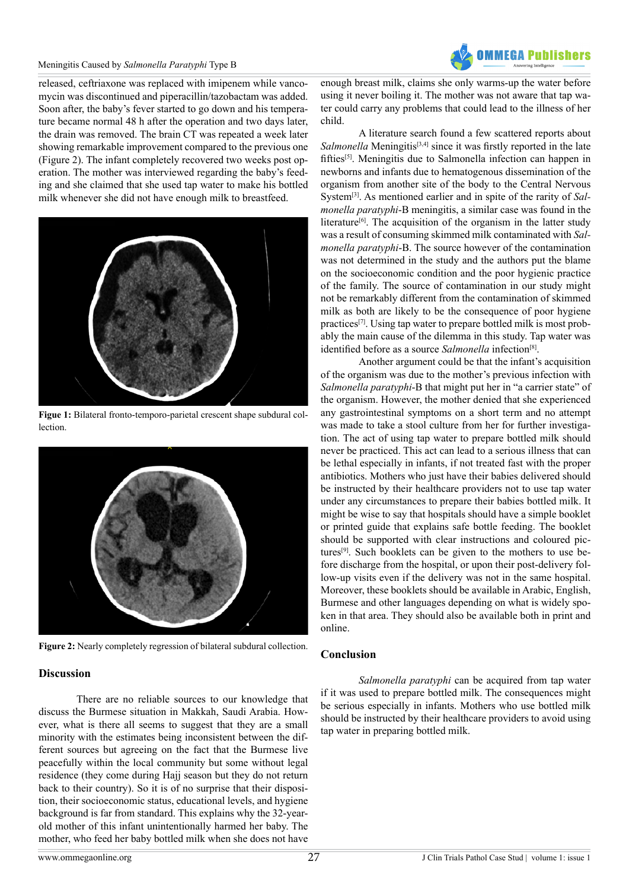released, ceftriaxone was replaced with imipenem while vancomycin was discontinued and piperacillin/tazobactam was added. Soon after, the baby's fever started to go down and his temperature became normal 48 h after the operation and two days later, the drain was removed. The brain CT was repeated a week later showing remarkable improvement compared to the previous one (Figure 2). The infant completely recovered two weeks post operation. The mother was interviewed regarding the baby's feeding and she claimed that she used tap water to make his bottled milk whenever she did not have enough milk to breastfeed.

**Figure 1:** Bilateral fronto-temporo-parietal crescent shape subdural collection.

**Figure 2:** Nearly completely regression of bilateral subdural collection.

## Discussion

There are no reliable sources to our knowledge that discuss the Burmese situation in Makkah, Saudi Arabia. However, what is there all seems to suggest that they are a small minority with the estimates being inconsistent between the different sources but agreeing on the fact that the Burmese live peacefully within the local community but some without legal residence (they come during Hajj season but they do not return back to their country). So it is of no surprise that their disposition, their socioeconomic status, educational levels, and hygiene background is far from standard. This explains why the 32-year-old mother of this infant unintentionally harmed her baby. The mother, who feed her baby bottled milk when she does not have enough breast milk, claims she only warms-up the water before using it never boiling it. The mother was not aware that tap water could carry any problems that could lead to the illness of her child.

A literature search found a few scattered reports about *Salmonella* Meningitis[3,4] since it was firstly reported in the late fifties[5]. Meningitis due to Salmonella infection can happen in newborns and infants due to hematogenous dissemination of the organism from another site of the body to the Central Nervous System[3]. As mentioned earlier and in spite of the rarity of *Salmonella paratyphi*-B meningitis, a similar case was found in the literature[6]. The acquisition of the organism in the latter study was a result of consuming skimmed milk contaminated with *Salmonella paratyphi*-B. The source however of the contamination was not determined in the study and the authors put the blame on the socioeconomic condition and the poor hygienic practice of the family. The source of contamination in our study might not be remarkably different from the contamination of skimmed milk as both are likely to be the consequence of poor hygiene practices[7]. Using tap water to prepare bottled milk is most probably the main cause of the dilemma in this study. Tap water was identified before as a source *Salmonella* infection[8].

Another argument could be that the infant's acquisition of the organism was due to the mother's previous infection with *Salmonella paratyphi*-B that might put her in "a carrier state" of the organism. However, the mother denied that she experienced any gastrointestinal symptoms on a short term and no attempt was made to take a stool culture from her for further investigation. The act of using tap water to prepare bottled milk should never be practiced. This act can lead to a serious illness that can be lethal especially in infants, if not treated fast with the proper antibiotics. Mothers who just have their babies delivered should be instructed by their healthcare providers not to use tap water under any circumstances to prepare their babies bottled milk. It might be wise to say that hospitals should have a simple booklet or printed guide that explains safe bottle feeding. The booklet should be supported with clear instructions and coloured pictures[9]. Such booklets can be given to the mothers to use before discharge from the hospital, or upon their post-delivery follow-up visits even if the delivery was not in the same hospital. Moreover, these booklets should be available in Arabic, English, Burmese and other languages depending on what is widely spoken in that area. They should also be available both in print and online.

## Conclusion

*Salmonella paratyphi* can be acquired from tap water if it was used to prepare bottled milk. The consequences might be serious especially in infants. Mothers who use bottled milk should be instructed by their healthcare providers to avoid using tap water in preparing bottled milk.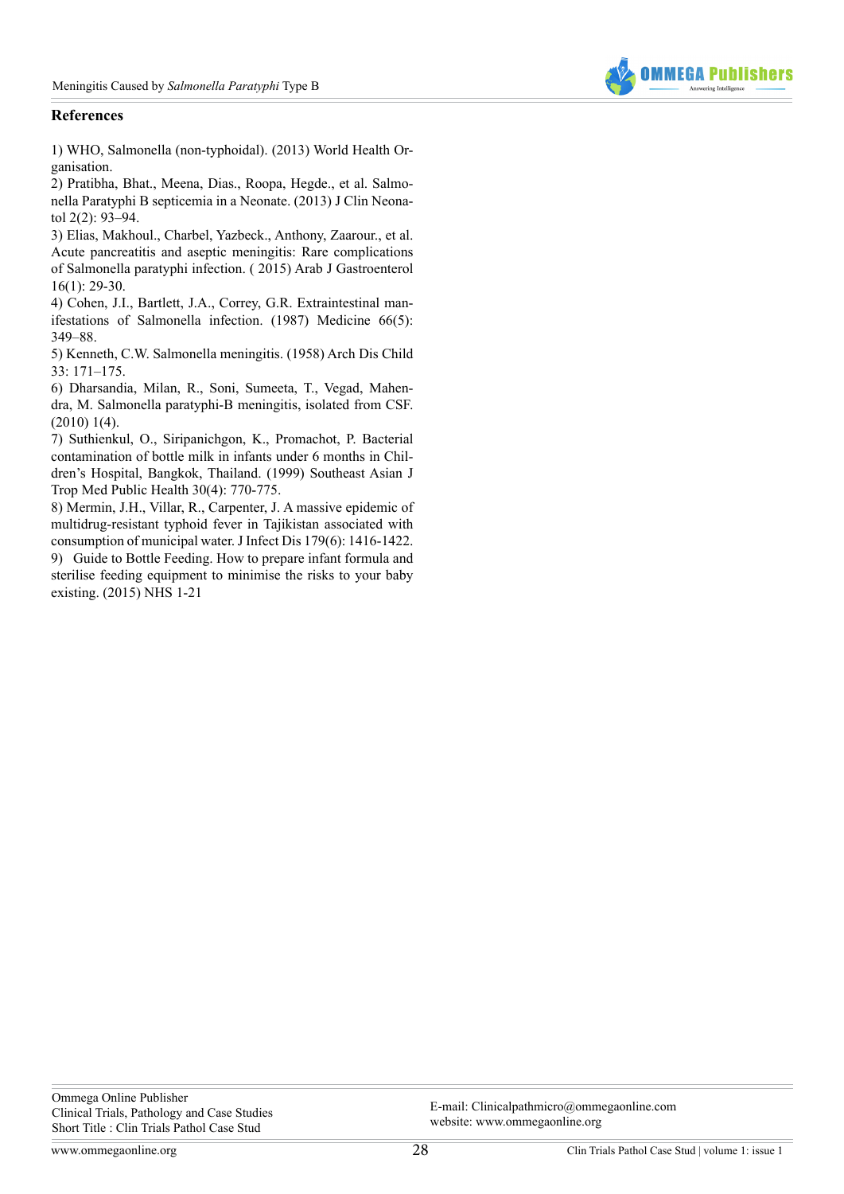## References

1) WHO, Salmonella (non-typhoidal). (2013) World Health Organisation.

2) Pratibha, Bhat., Meena, Dias., Roopa, Hegde., et al. Salmonella Paratyphi B septicemia in a Neonate. (2013) J Clin Neonatol 2(2): 93–94.

3) Elias, Makhoul., Charbel, Yazbeck., Anthony, Zaarour., et al. Acute pancreatitis and aseptic meningitis: Rare complications of Salmonella paratyphi infection. ( 2015) Arab J Gastroenterol 16(1): 29-30.

4) Cohen, J.I., Bartlett, J.A., Correy, G.R. Extraintestinal manifestations of Salmonella infection. (1987) Medicine 66(5): 349–88.

5) Kenneth, C.W. Salmonella meningitis. (1958) Arch Dis Child 33: 171–175.

6) Dharsandia, Milan, R., Soni, Sumeeta, T., Vegad, Mahendra, M. Salmonella paratyphi-B meningitis, isolated from CSF. (2010) 1(4).

7) Suthienkul, O., Siripanichgon, K., Promachot, P. Bacterial contamination of bottle milk in infants under 6 months in Children's Hospital, Bangkok, Thailand. (1999) Southeast Asian J Trop Med Public Health 30(4): 770-775.

8) Mermin, J.H., Villar, R., Carpenter, J. A massive epidemic of multidrug-resistant typhoid fever in Tajikistan associated with consumption of municipal water. J Infect Dis 179(6): 1416-1422.

9) Guide to Bottle Feeding. How to prepare infant formula and sterilise feeding equipment to minimise the risks to your baby existing. (2015) NHS 1-21

Ommega Online Publisher
Clinical Trials, Pathology and Case Studies
Short Title : Clin Trials Pathol Case Stud

E-mail: Clinicalpathmicro@ommegaonline.com
website: www.ommegaonline.org